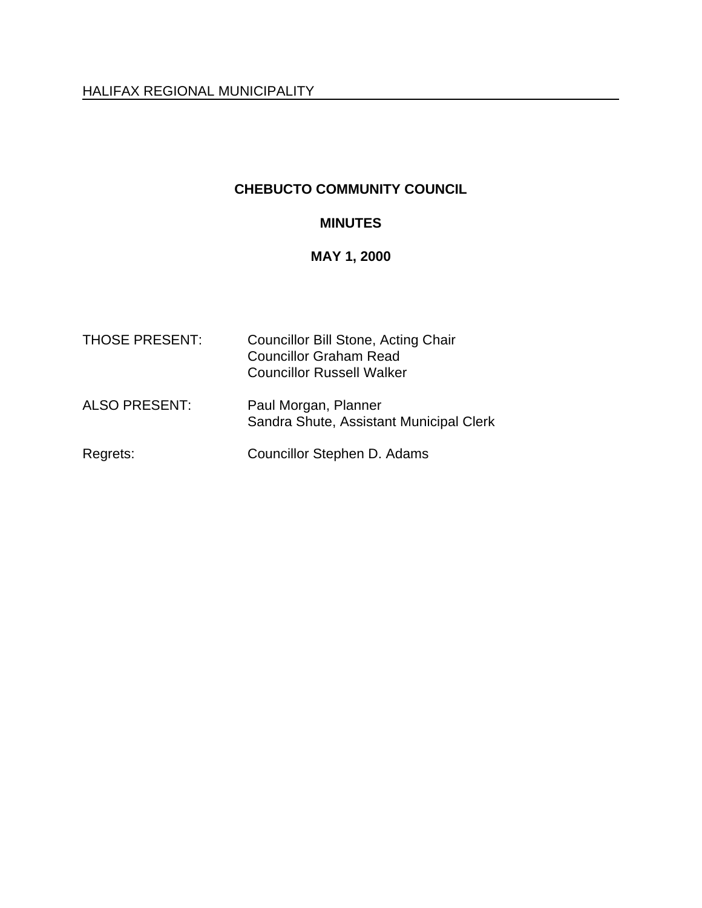HALIFAX REGIONAL MUNICIPALITY

# CHEBUCTO COMMUNITY COUNCIL

## MINUTES

## MAY 1, 2000

| | |
|---|---|
| THOSE PRESENT: | Councillor Bill Stone, Acting Chair<br>Councillor Graham Read<br>Councillor Russell Walker |
| ALSO PRESENT: | Paul Morgan, Planner<br>Sandra Shute, Assistant Municipal Clerk |
| Regrets: | Councillor Stephen D. Adams |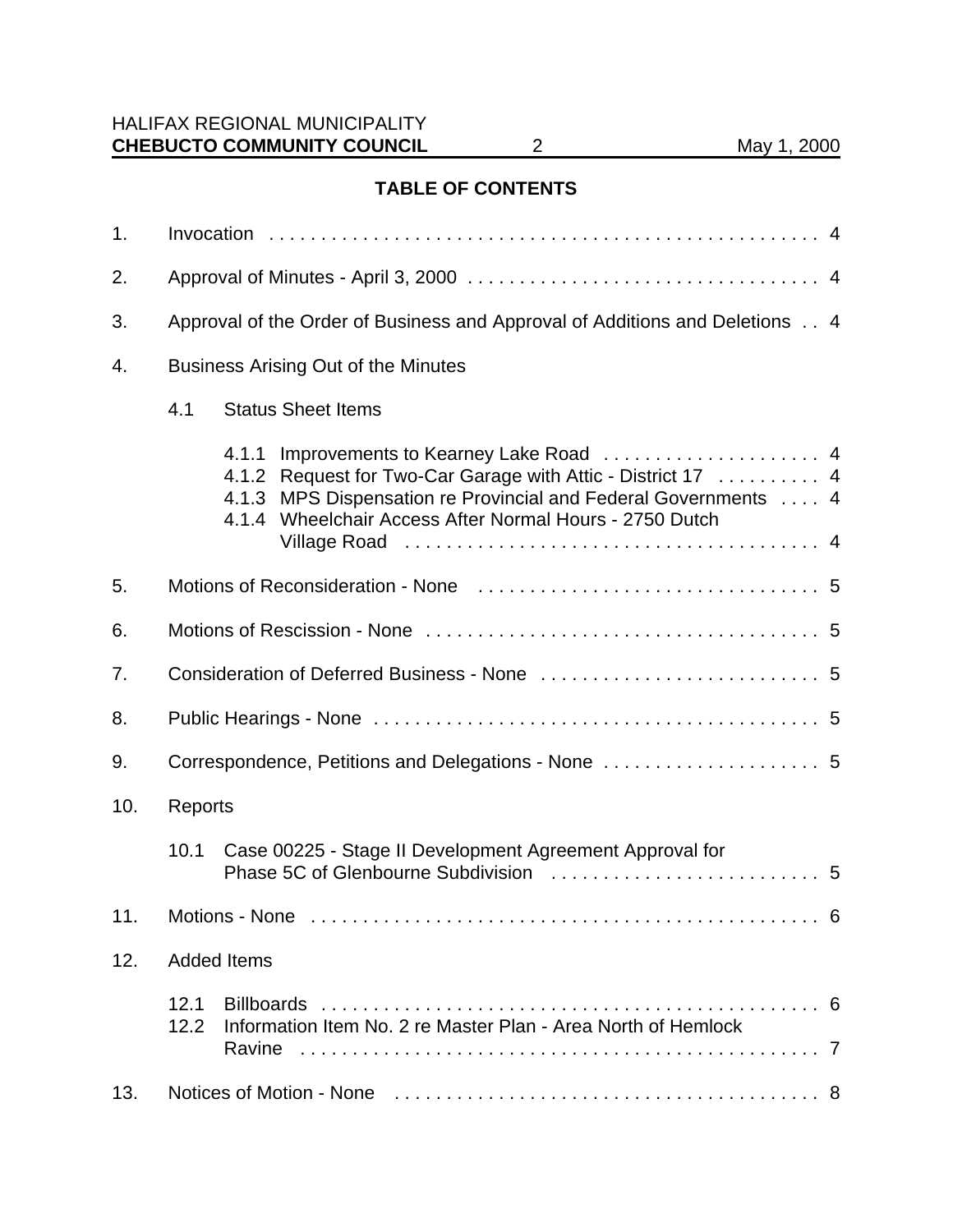## TABLE OF CONTENTS

1. Invocation . . . . . . . . . . . . . . . . . . . . . . . . . . . . . . . . . . . . . . . . . . . . . . . . . . . . 4
2. Approval of Minutes - April 3, 2000 . . . . . . . . . . . . . . . . . . . . . . . . . . . . . . . . . . 4
3. Approval of the Order of Business and Approval of Additions and Deletions . . 4
4. Business Arising Out of the Minutes
   - 4.1 Status Sheet Items
     - 4.1.1 Improvements to Kearney Lake Road . . . . . . . . . . . . . . . . . . . . . 4
     - 4.1.2 Request for Two-Car Garage with Attic - District 17 . . . . . . . . . . 4
     - 4.1.3 MPS Dispensation re Provincial and Federal Governments . . . . 4
     - 4.1.4 Wheelchair Access After Normal Hours - 2750 Dutch Village Road . . . . . . . . . . . . . . . . . . . . . . . . . . . . . . . . . . . . . . . . 4
5. Motions of Reconsideration - None . . . . . . . . . . . . . . . . . . . . . . . . . . . . . . . . . 5
6. Motions of Rescission - None . . . . . . . . . . . . . . . . . . . . . . . . . . . . . . . . . . . . . . 5
7. Consideration of Deferred Business - None . . . . . . . . . . . . . . . . . . . . . . . . . . . 5
8. Public Hearings - None . . . . . . . . . . . . . . . . . . . . . . . . . . . . . . . . . . . . . . . . . . . 5
9. Correspondence, Petitions and Delegations - None . . . . . . . . . . . . . . . . . . . . . 5
10. Reports
    - 10.1 Case 00225 - Stage II Development Agreement Approval for Phase 5C of Glenbourne Subdivision . . . . . . . . . . . . . . . . . . . . . . . . . . 5
11. Motions - None . . . . . . . . . . . . . . . . . . . . . . . . . . . . . . . . . . . . . . . . . . . . . . . . . . 6
12. Added Items
    - 12.1 Billboards . . . . . . . . . . . . . . . . . . . . . . . . . . . . . . . . . . . . . . . . . . . . . . . . . 6
    - 12.2 Information Item No. 2 re Master Plan - Area North of Hemlock Ravine . . . . . . . . . . . . . . . . . . . . . . . . . . . . . . . . . . . . . . . . . . . . . . . . . . . 7
13. Notices of Motion - None . . . . . . . . . . . . . . . . . . . . . . . . . . . . . . . . . . . . . . . . . . 8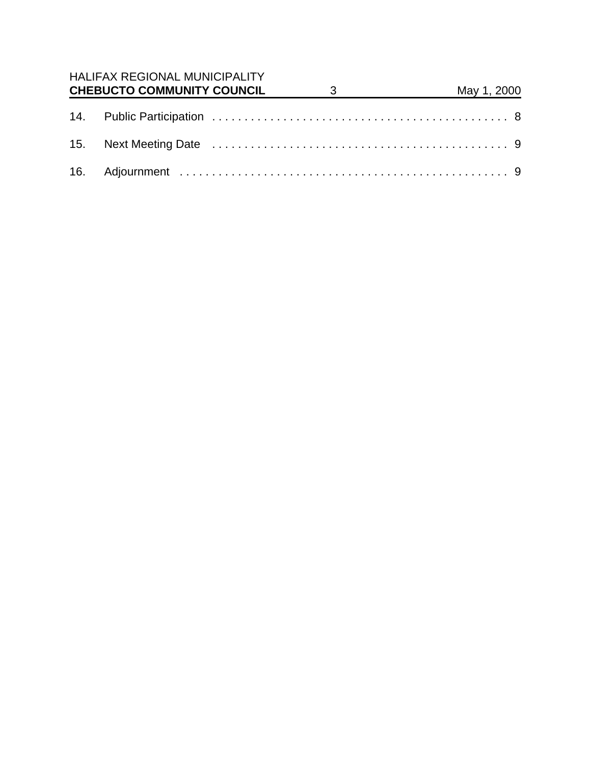14. Public Participation . . . . . . . . . . . . . . . . . . . . . . . . . . . . . . . . . . . . . . . . . . . . . 8

15. Next Meeting Date . . . . . . . . . . . . . . . . . . . . . . . . . . . . . . . . . . . . . . . . . . . . . 9

16. Adjournment . . . . . . . . . . . . . . . . . . . . . . . . . . . . . . . . . . . . . . . . . . . . . . . . . . . 9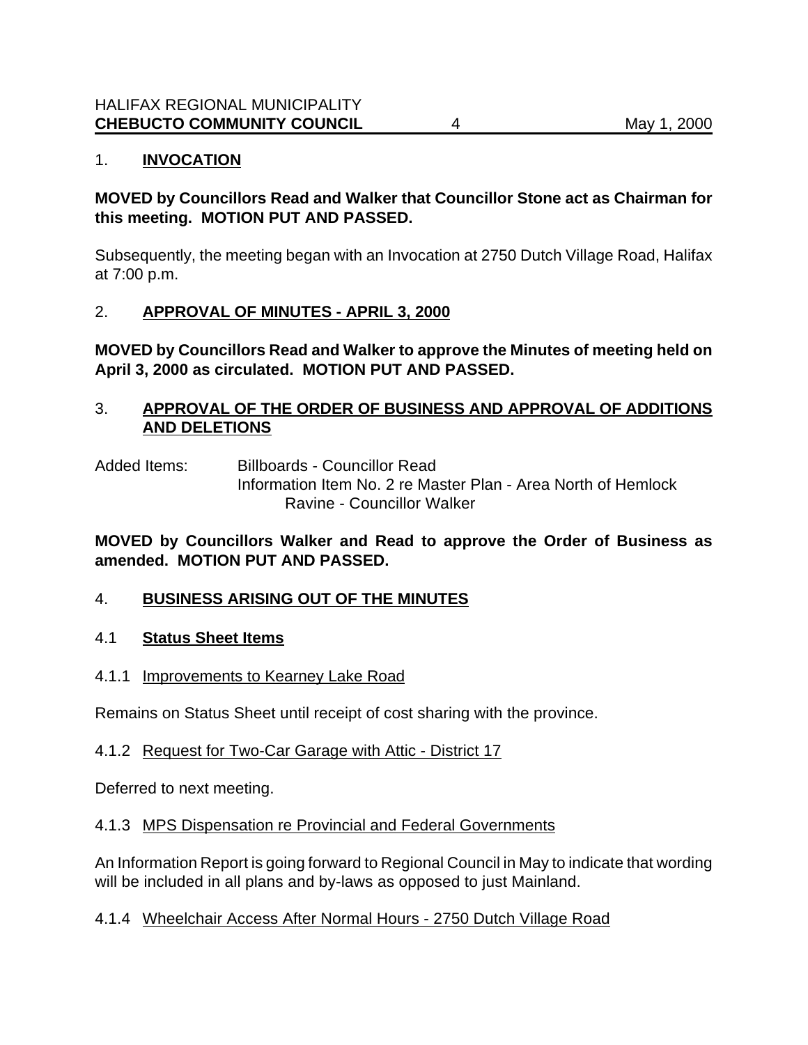## 1. **INVOCATION**

**MOVED by Councillors Read and Walker that Councillor Stone act as Chairman for this meeting. MOTION PUT AND PASSED.**

Subsequently, the meeting began with an Invocation at 2750 Dutch Village Road, Halifax at 7:00 p.m.

## 2. **APPROVAL OF MINUTES - APRIL 3, 2000**

**MOVED by Councillors Read and Walker to approve the Minutes of meeting held on April 3, 2000 as circulated. MOTION PUT AND PASSED.**

## 3. **APPROVAL OF THE ORDER OF BUSINESS AND APPROVAL OF ADDITIONS AND DELETIONS**

Added Items: Billboards - Councillor Read
Information Item No. 2 re Master Plan - Area North of Hemlock Ravine - Councillor Walker

**MOVED by Councillors Walker and Read to approve the Order of Business as amended. MOTION PUT AND PASSED.**

## 4. **BUSINESS ARISING OUT OF THE MINUTES**

### 4.1 **Status Sheet Items**

#### 4.1.1 Improvements to Kearney Lake Road

Remains on Status Sheet until receipt of cost sharing with the province.

#### 4.1.2 Request for Two-Car Garage with Attic - District 17

Deferred to next meeting.

#### 4.1.3 MPS Dispensation re Provincial and Federal Governments

An Information Report is going forward to Regional Council in May to indicate that wording will be included in all plans and by-laws as opposed to just Mainland.

#### 4.1.4 Wheelchair Access After Normal Hours - 2750 Dutch Village Road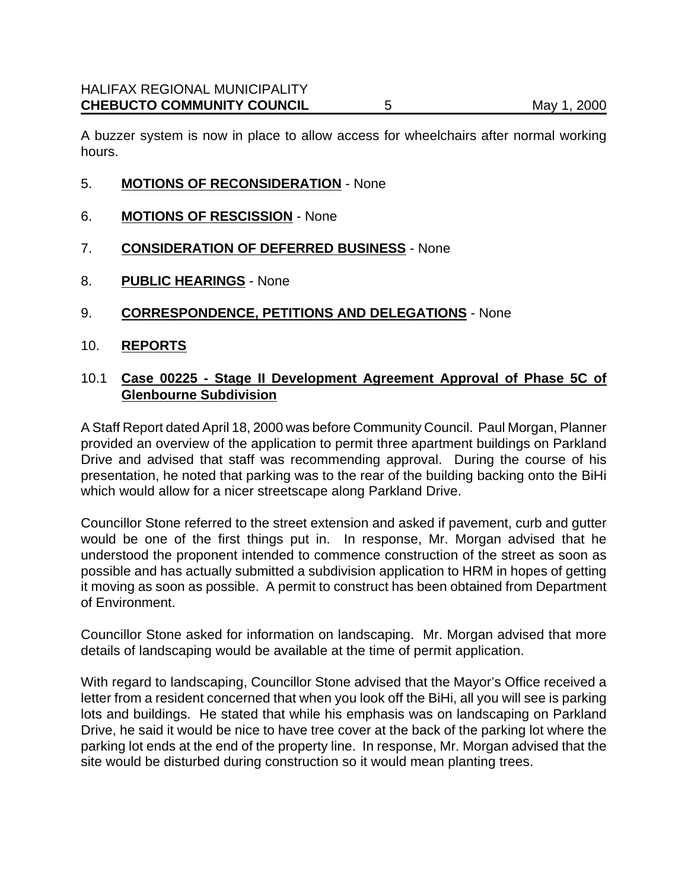A buzzer system is now in place to allow access for wheelchairs after normal working hours.

5. **MOTIONS OF RECONSIDERATION** - None

6. **MOTIONS OF RESCISSION** - None

7. **CONSIDERATION OF DEFERRED BUSINESS** - None

8. **PUBLIC HEARINGS** - None

9. **CORRESPONDENCE, PETITIONS AND DELEGATIONS** - None

10. **REPORTS**

10.1 **Case 00225 - Stage II Development Agreement Approval of Phase 5C of Glenbourne Subdivision**

A Staff Report dated April 18, 2000 was before Community Council. Paul Morgan, Planner provided an overview of the application to permit three apartment buildings on Parkland Drive and advised that staff was recommending approval. During the course of his presentation, he noted that parking was to the rear of the building backing onto the BiHi which would allow for a nicer streetscape along Parkland Drive.

Councillor Stone referred to the street extension and asked if pavement, curb and gutter would be one of the first things put in. In response, Mr. Morgan advised that he understood the proponent intended to commence construction of the street as soon as possible and has actually submitted a subdivision application to HRM in hopes of getting it moving as soon as possible. A permit to construct has been obtained from Department of Environment.

Councillor Stone asked for information on landscaping. Mr. Morgan advised that more details of landscaping would be available at the time of permit application.

With regard to landscaping, Councillor Stone advised that the Mayor's Office received a letter from a resident concerned that when you look off the BiHi, all you will see is parking lots and buildings. He stated that while his emphasis was on landscaping on Parkland Drive, he said it would be nice to have tree cover at the back of the parking lot where the parking lot ends at the end of the property line. In response, Mr. Morgan advised that the site would be disturbed during construction so it would mean planting trees.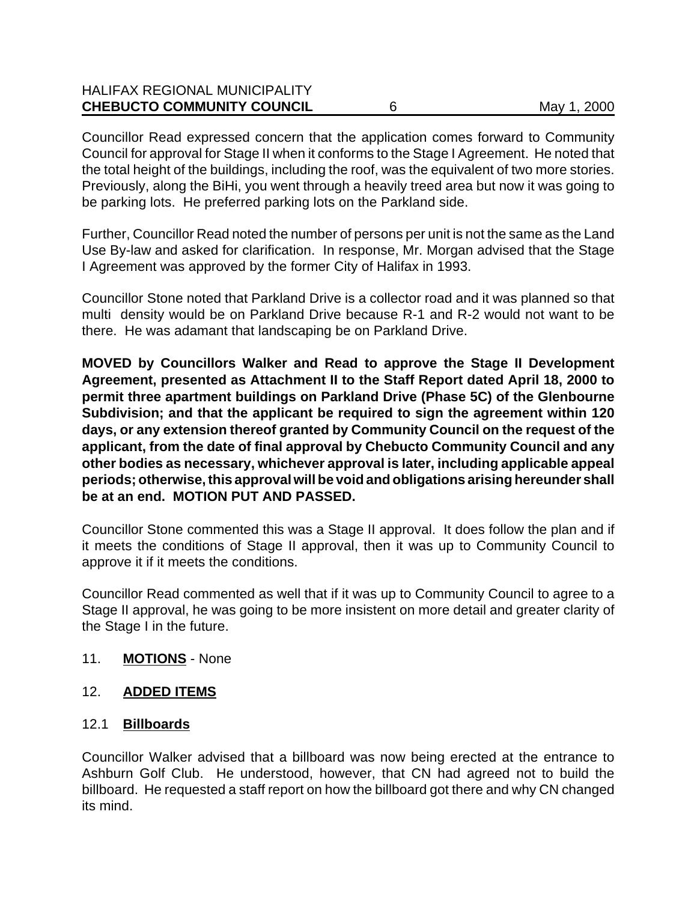Councillor Read expressed concern that the application comes forward to Community Council for approval for Stage II when it conforms to the Stage I Agreement. He noted that the total height of the buildings, including the roof, was the equivalent of two more stories. Previously, along the BiHi, you went through a heavily treed area but now it was going to be parking lots. He preferred parking lots on the Parkland side.

Further, Councillor Read noted the number of persons per unit is not the same as the Land Use By-law and asked for clarification. In response, Mr. Morgan advised that the Stage I Agreement was approved by the former City of Halifax in 1993.

Councillor Stone noted that Parkland Drive is a collector road and it was planned so that multi density would be on Parkland Drive because R-1 and R-2 would not want to be there. He was adamant that landscaping be on Parkland Drive.

**MOVED by Councillors Walker and Read to approve the Stage II Development Agreement, presented as Attachment II to the Staff Report dated April 18, 2000 to permit three apartment buildings on Parkland Drive (Phase 5C) of the Glenbourne Subdivision; and that the applicant be required to sign the agreement within 120 days, or any extension thereof granted by Community Council on the request of the applicant, from the date of final approval by Chebucto Community Council and any other bodies as necessary, whichever approval is later, including applicable appeal periods; otherwise, this approval will be void and obligations arising hereunder shall be at an end. MOTION PUT AND PASSED.**

Councillor Stone commented this was a Stage II approval. It does follow the plan and if it meets the conditions of Stage II approval, then it was up to Community Council to approve it if it meets the conditions.

Councillor Read commented as well that if it was up to Community Council to agree to a Stage II approval, he was going to be more insistent on more detail and greater clarity of the Stage I in the future.

11. **MOTIONS** - None

12. **ADDED ITEMS**

12.1 **Billboards**

Councillor Walker advised that a billboard was now being erected at the entrance to Ashburn Golf Club. He understood, however, that CN had agreed not to build the billboard. He requested a staff report on how the billboard got there and why CN changed its mind.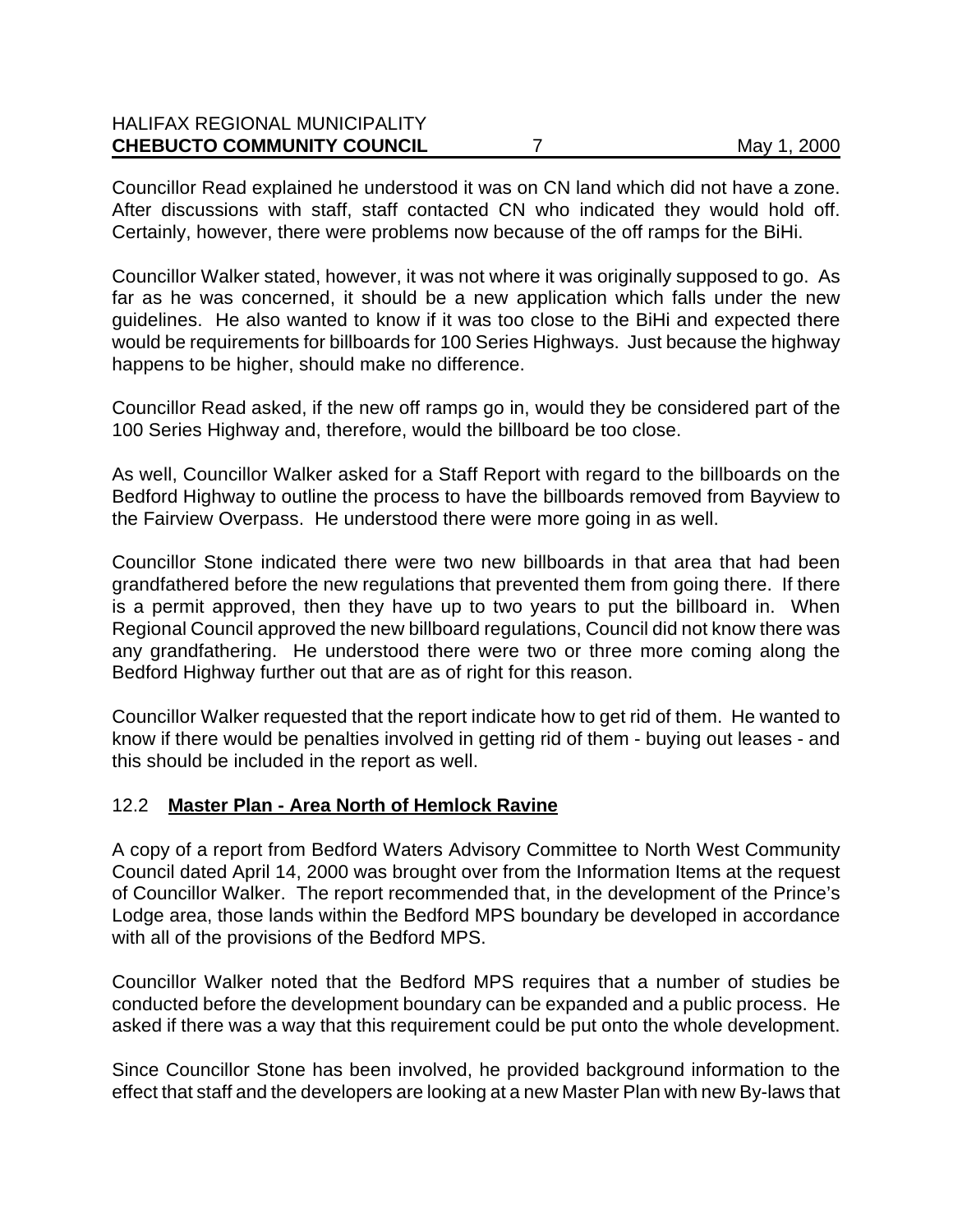Councillor Read explained he understood it was on CN land which did not have a zone. After discussions with staff, staff contacted CN who indicated they would hold off. Certainly, however, there were problems now because of the off ramps for the BiHi.

Councillor Walker stated, however, it was not where it was originally supposed to go. As far as he was concerned, it should be a new application which falls under the new guidelines. He also wanted to know if it was too close to the BiHi and expected there would be requirements for billboards for 100 Series Highways. Just because the highway happens to be higher, should make no difference.

Councillor Read asked, if the new off ramps go in, would they be considered part of the 100 Series Highway and, therefore, would the billboard be too close.

As well, Councillor Walker asked for a Staff Report with regard to the billboards on the Bedford Highway to outline the process to have the billboards removed from Bayview to the Fairview Overpass. He understood there were more going in as well.

Councillor Stone indicated there were two new billboards in that area that had been grandfathered before the new regulations that prevented them from going there. If there is a permit approved, then they have up to two years to put the billboard in. When Regional Council approved the new billboard regulations, Council did not know there was any grandfathering. He understood there were two or three more coming along the Bedford Highway further out that are as of right for this reason.

Councillor Walker requested that the report indicate how to get rid of them. He wanted to know if there would be penalties involved in getting rid of them - buying out leases - and this should be included in the report as well.

### 12.2 **Master Plan - Area North of Hemlock Ravine**

A copy of a report from Bedford Waters Advisory Committee to North West Community Council dated April 14, 2000 was brought over from the Information Items at the request of Councillor Walker. The report recommended that, in the development of the Prince's Lodge area, those lands within the Bedford MPS boundary be developed in accordance with all of the provisions of the Bedford MPS.

Councillor Walker noted that the Bedford MPS requires that a number of studies be conducted before the development boundary can be expanded and a public process. He asked if there was a way that this requirement could be put onto the whole development.

Since Councillor Stone has been involved, he provided background information to the effect that staff and the developers are looking at a new Master Plan with new By-laws that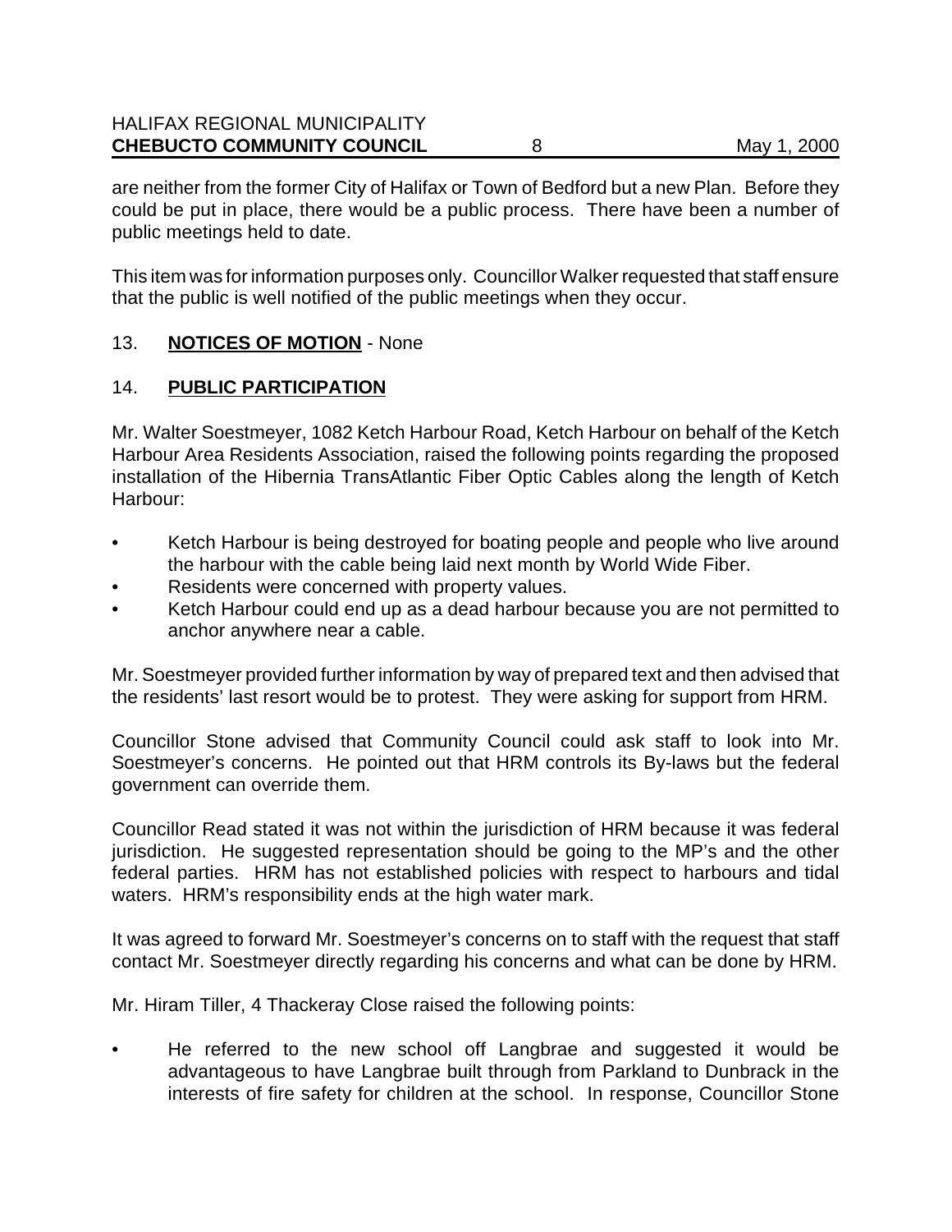are neither from the former City of Halifax or Town of Bedford but a new Plan. Before they could be put in place, there would be a public process. There have been a number of public meetings held to date.

This item was for information purposes only. Councillor Walker requested that staff ensure that the public is well notified of the public meetings when they occur.

13. **NOTICES OF MOTION** - None

14. **PUBLIC PARTICIPATION**

Mr. Walter Soestmeyer, 1082 Ketch Harbour Road, Ketch Harbour on behalf of the Ketch Harbour Area Residents Association, raised the following points regarding the proposed installation of the Hibernia TransAtlantic Fiber Optic Cables along the length of Ketch Harbour:

- Ketch Harbour is being destroyed for boating people and people who live around the harbour with the cable being laid next month by World Wide Fiber.
- Residents were concerned with property values.
- Ketch Harbour could end up as a dead harbour because you are not permitted to anchor anywhere near a cable.

Mr. Soestmeyer provided further information by way of prepared text and then advised that the residents' last resort would be to protest. They were asking for support from HRM.

Councillor Stone advised that Community Council could ask staff to look into Mr. Soestmeyer's concerns. He pointed out that HRM controls its By-laws but the federal government can override them.

Councillor Read stated it was not within the jurisdiction of HRM because it was federal jurisdiction. He suggested representation should be going to the MP's and the other federal parties. HRM has not established policies with respect to harbours and tidal waters. HRM's responsibility ends at the high water mark.

It was agreed to forward Mr. Soestmeyer's concerns on to staff with the request that staff contact Mr. Soestmeyer directly regarding his concerns and what can be done by HRM.

Mr. Hiram Tiller, 4 Thackeray Close raised the following points:

- He referred to the new school off Langbrae and suggested it would be advantageous to have Langbrae built through from Parkland to Dunbrack in the interests of fire safety for children at the school. In response, Councillor Stone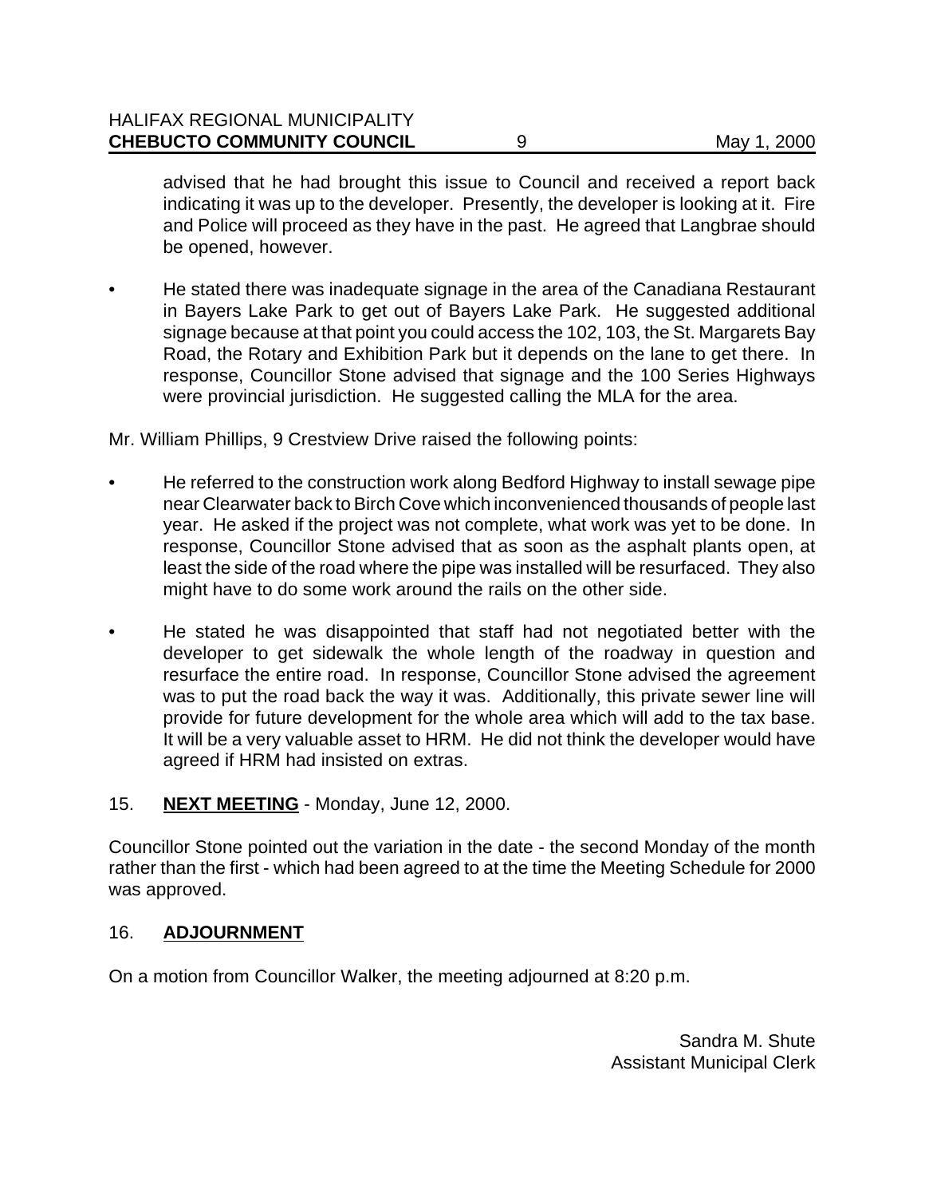advised that he had brought this issue to Council and received a report back indicating it was up to the developer. Presently, the developer is looking at it. Fire and Police will proceed as they have in the past. He agreed that Langbrae should be opened, however.

- He stated there was inadequate signage in the area of the Canadiana Restaurant in Bayers Lake Park to get out of Bayers Lake Park. He suggested additional signage because at that point you could access the 102, 103, the St. Margarets Bay Road, the Rotary and Exhibition Park but it depends on the lane to get there. In response, Councillor Stone advised that signage and the 100 Series Highways were provincial jurisdiction. He suggested calling the MLA for the area.

Mr. William Phillips, 9 Crestview Drive raised the following points:

- He referred to the construction work along Bedford Highway to install sewage pipe near Clearwater back to Birch Cove which inconvenienced thousands of people last year. He asked if the project was not complete, what work was yet to be done. In response, Councillor Stone advised that as soon as the asphalt plants open, at least the side of the road where the pipe was installed will be resurfaced. They also might have to do some work around the rails on the other side.

- He stated he was disappointed that staff had not negotiated better with the developer to get sidewalk the whole length of the roadway in question and resurface the entire road. In response, Councillor Stone advised the agreement was to put the road back the way it was. Additionally, this private sewer line will provide for future development for the whole area which will add to the tax base. It will be a very valuable asset to HRM. He did not think the developer would have agreed if HRM had insisted on extras.

15. **NEXT MEETING** - Monday, June 12, 2000.

Councillor Stone pointed out the variation in the date - the second Monday of the month rather than the first - which had been agreed to at the time the Meeting Schedule for 2000 was approved.

16. **ADJOURNMENT**

On a motion from Councillor Walker, the meeting adjourned at 8:20 p.m.

Sandra M. Shute
Assistant Municipal Clerk